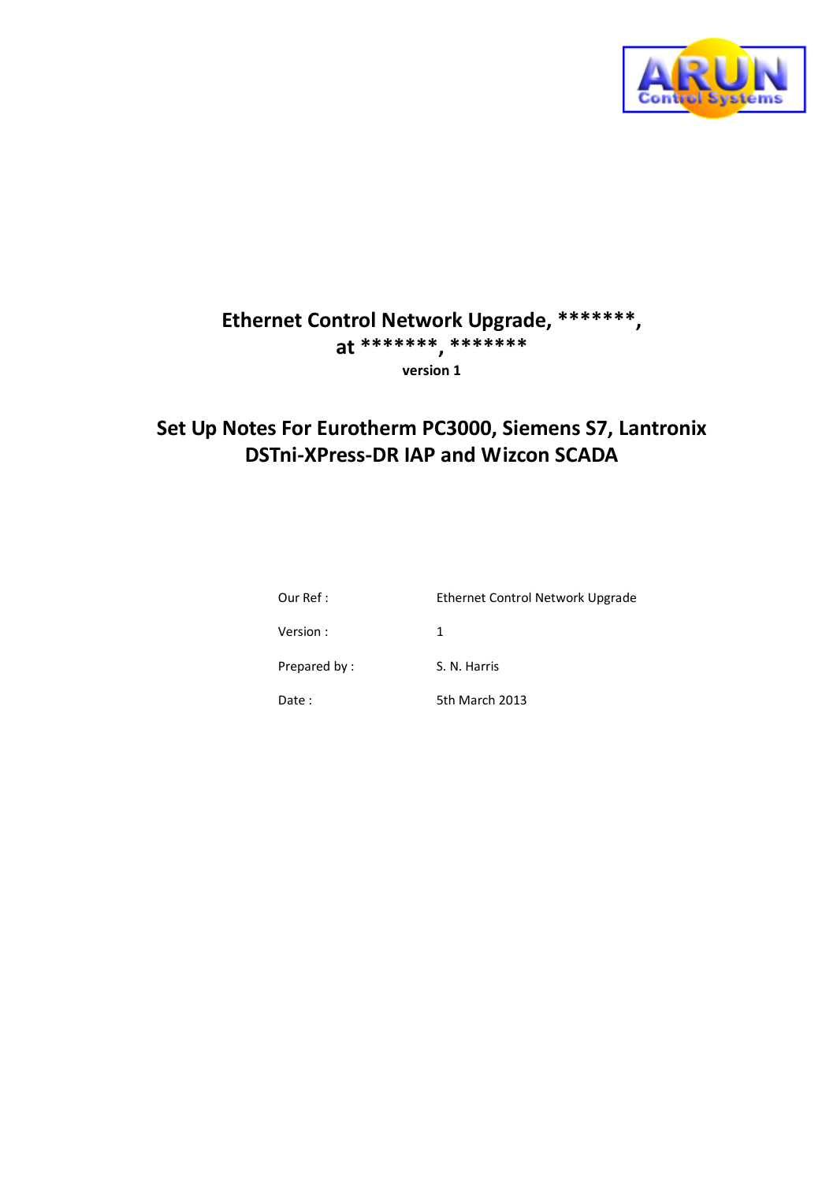# Ethernet Control Network Upgrade, *******, at *******, *******

**version 1**

## Set Up Notes For Eurotherm PC3000, Siemens S7, Lantronix DSTni-XPress-DR IAP and Wizcon SCADA

| | |
|---|---|
| Our Ref : | Ethernet Control Network Upgrade |
| Version : | 1 |
| Prepared by : | S. N. Harris |
| Date : | 5th March 2013 |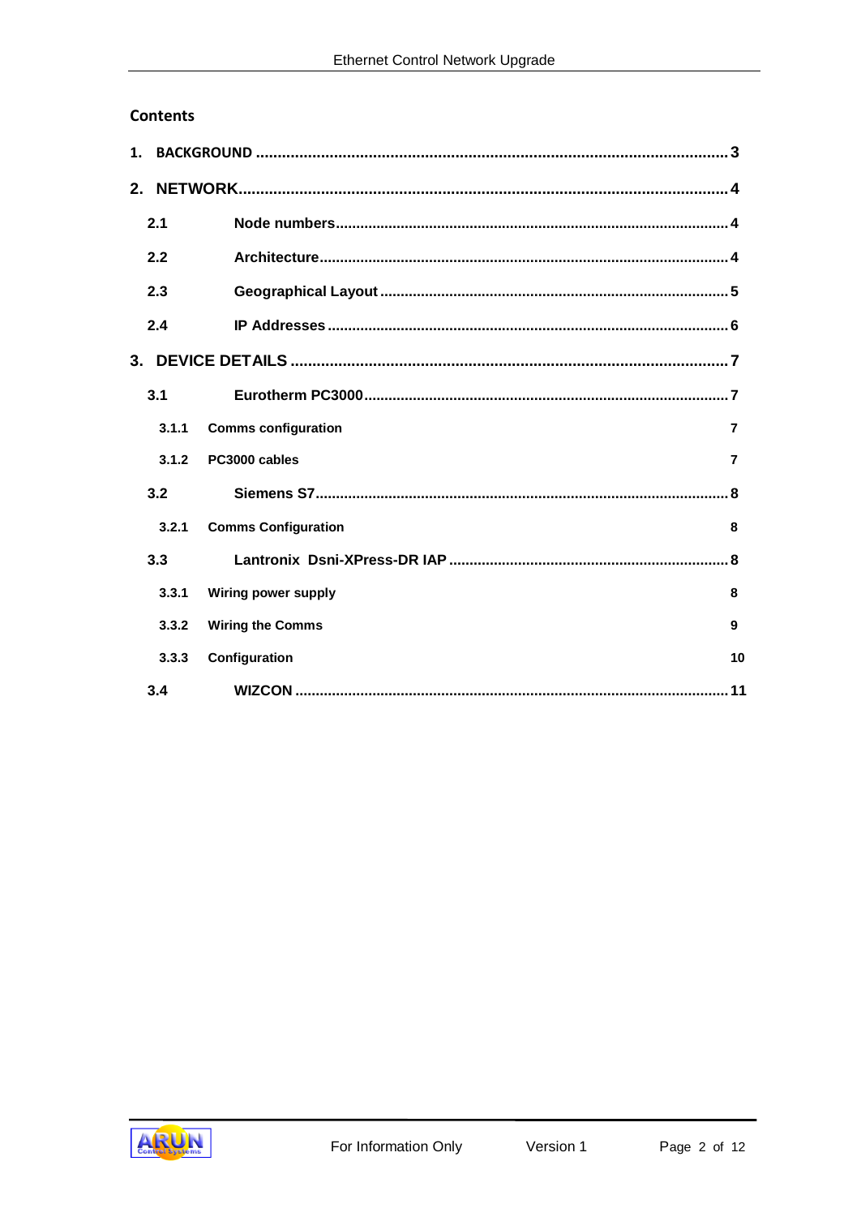## Contents

1. BACKGROUND ..... 3
2. NETWORK ..... 4
   - 2.1 Node numbers ..... 4
   - 2.2 Architecture ..... 4
   - 2.3 Geographical Layout ..... 5
   - 2.4 IP Addresses ..... 6
3. DEVICE DETAILS ..... 7
   - 3.1 Eurotherm PC3000 ..... 7
     - 3.1.1 Comms configuration 7
     - 3.1.2 PC3000 cables 7
   - 3.2 Siemens S7 ..... 8
     - 3.2.1 Comms Configuration 8
   - 3.3 Lantronix Dsni-XPress-DR IAP ..... 8
     - 3.3.1 Wiring power supply 8
     - 3.3.2 Wiring the Comms 9
     - 3.3.3 Configuration 10
   - 3.4 WIZCON ..... 11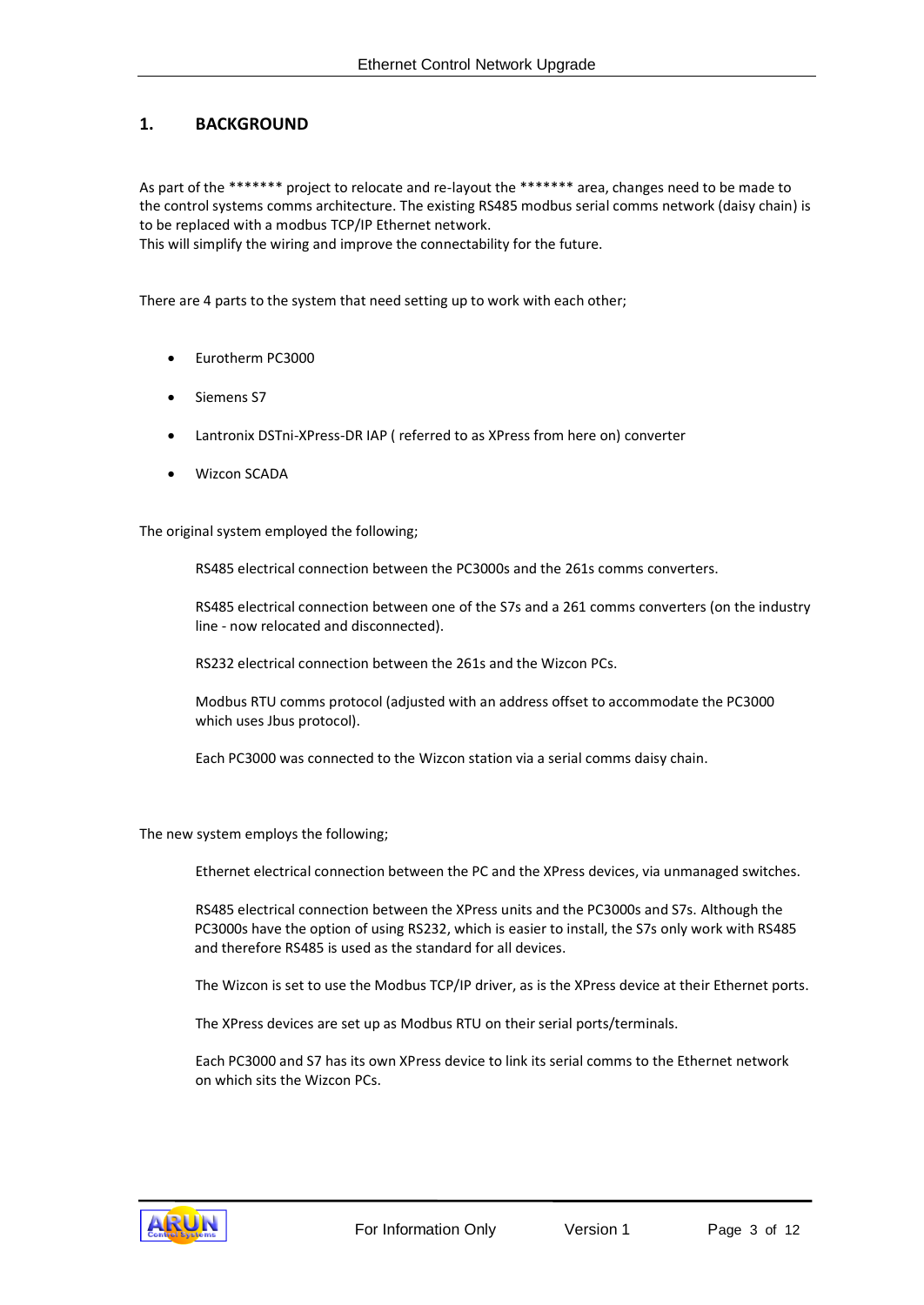## 1. BACKGROUND

As part of the ******* project to relocate and re-layout the ******* area, changes need to be made to the control systems comms architecture. The existing RS485 modbus serial comms network (daisy chain) is to be replaced with a modbus TCP/IP Ethernet network.
This will simplify the wiring and improve the connectability for the future.

There are 4 parts to the system that need setting up to work with each other;

- Eurotherm PC3000
- Siemens S7
- Lantronix DSTni-XPress-DR IAP ( referred to as XPress from here on) converter
- Wizcon SCADA

The original system employed the following;

RS485 electrical connection between the PC3000s and the 261s comms converters.

RS485 electrical connection between one of the S7s and a 261 comms converters (on the industry line - now relocated and disconnected).

RS232 electrical connection between the 261s and the Wizcon PCs.

Modbus RTU comms protocol (adjusted with an address offset to accommodate the PC3000 which uses Jbus protocol).

Each PC3000 was connected to the Wizcon station via a serial comms daisy chain.

The new system employs the following;

Ethernet electrical connection between the PC and the XPress devices, via unmanaged switches.

RS485 electrical connection between the XPress units and the PC3000s and S7s. Although the PC3000s have the option of using RS232, which is easier to install, the S7s only work with RS485 and therefore RS485 is used as the standard for all devices.

The Wizcon is set to use the Modbus TCP/IP driver, as is the XPress device at their Ethernet ports.

The XPress devices are set up as Modbus RTU on their serial ports/terminals.

Each PC3000 and S7 has its own XPress device to link its serial comms to the Ethernet network on which sits the Wizcon PCs.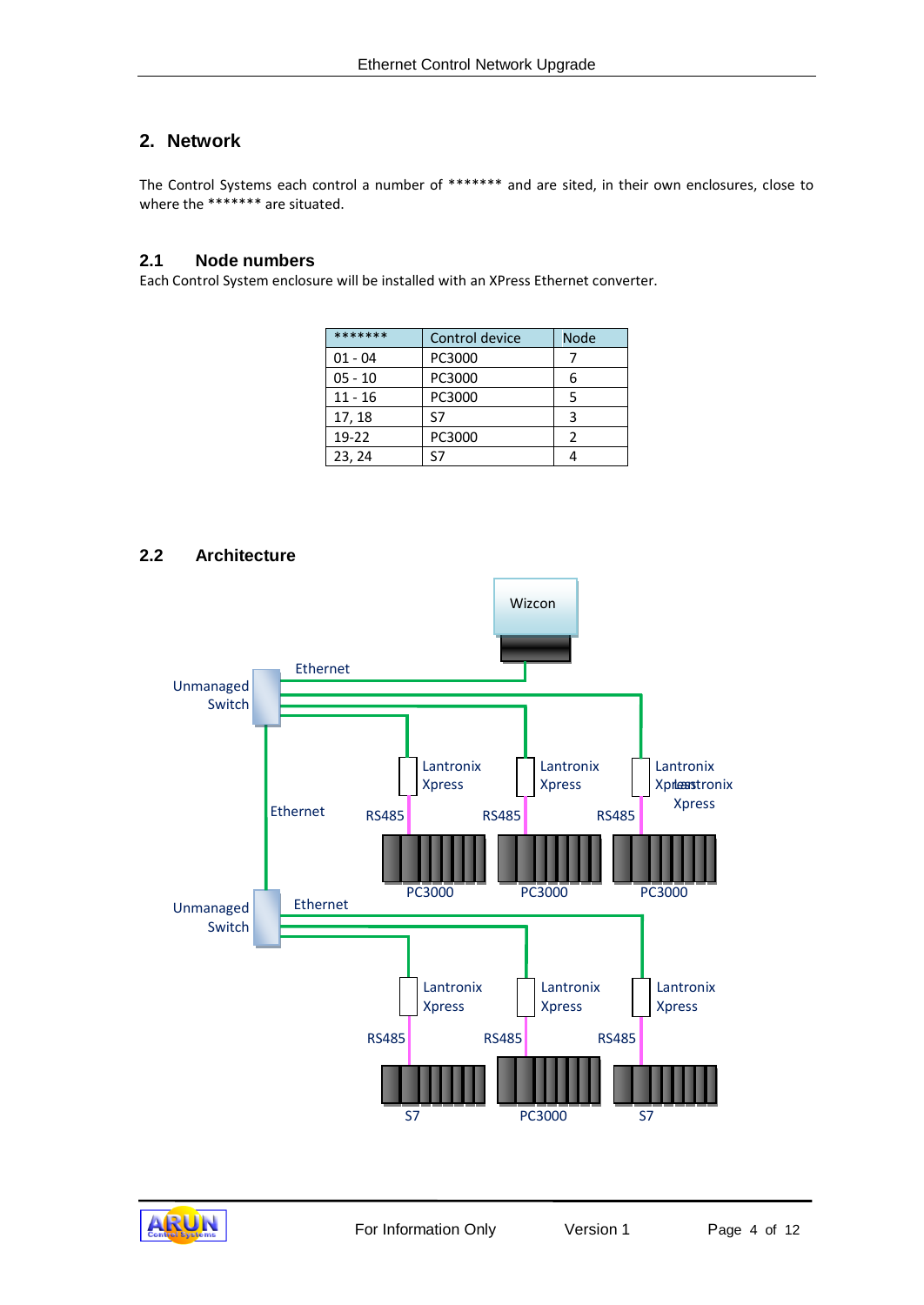## 2. Network

The Control Systems each control a number of ******* and are sited, in their own enclosures, close to where the ******* are situated.

### 2.1 Node numbers

Each Control System enclosure will be installed with an XPress Ethernet converter.

| ******* | Control device | Node |
|---|---|---|
| 01 - 04 | PC3000 | 7 |
| 05 - 10 | PC3000 | 6 |
| 11 - 16 | PC3000 | 5 |
| 17, 18 | S7 | 3 |
| 19-22 | PC3000 | 2 |
| 23, 24 | S7 | 4 |

### 2.2 Architecture

Wizcon

Ethernet

Unmanaged Switch

Lantronix Xpress

Lantronix Xpress

Lantronix Xpress

Ethernet

RS485

RS485

RS485

PC3000

PC3000

PC3000

Unmanaged Switch

Ethernet

Lantronix Xpress

Lantronix Xpress

Lantronix Xpress

RS485

RS485

RS485

S7

PC3000

S7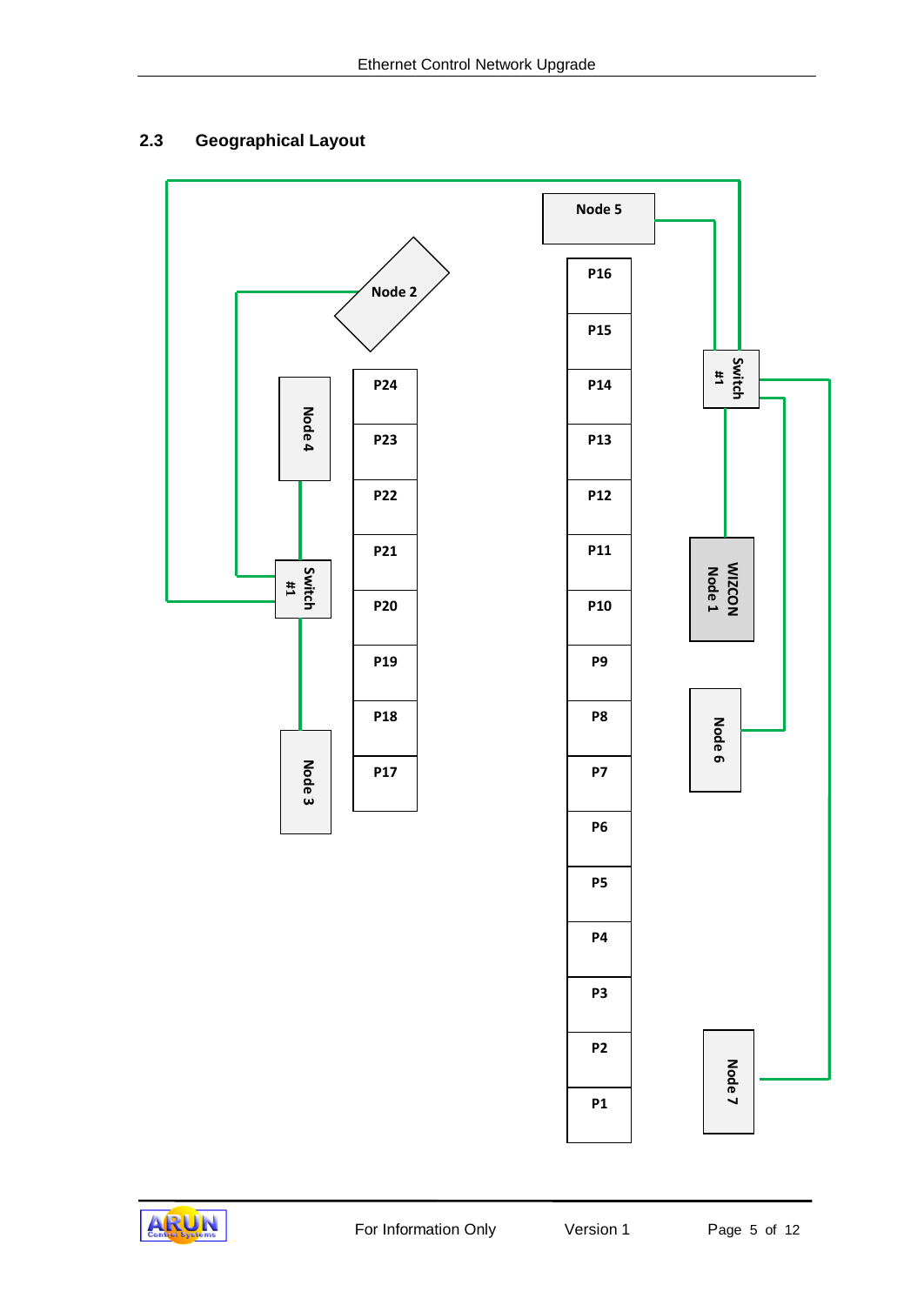## 2.3 Geographical Layout

Node 5

Node 2

P16

P15

Switch #1

P24

P14

Node 4

P23

P13

P22

P12

P21

P11

WIZCON Node 1

Switch #1

P20

P10

P19

P9

P18

P8

Node 6

Node 3

P17

P7

P6

P5

P4

P3

P2

Node 7

P1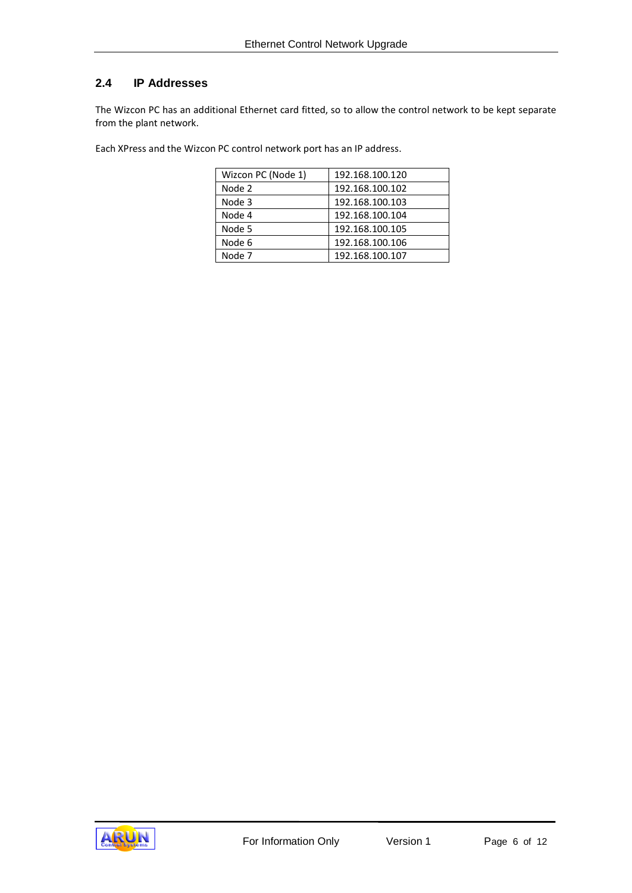## 2.4 IP Addresses

The Wizcon PC has an additional Ethernet card fitted, so to allow the control network to be kept separate from the plant network.

Each XPress and the Wizcon PC control network port has an IP address.

| Wizcon PC (Node 1) | 192.168.100.120 |
|---|---|
| Node 2 | 192.168.100.102 |
| Node 3 | 192.168.100.103 |
| Node 4 | 192.168.100.104 |
| Node 5 | 192.168.100.105 |
| Node 6 | 192.168.100.106 |
| Node 7 | 192.168.100.107 |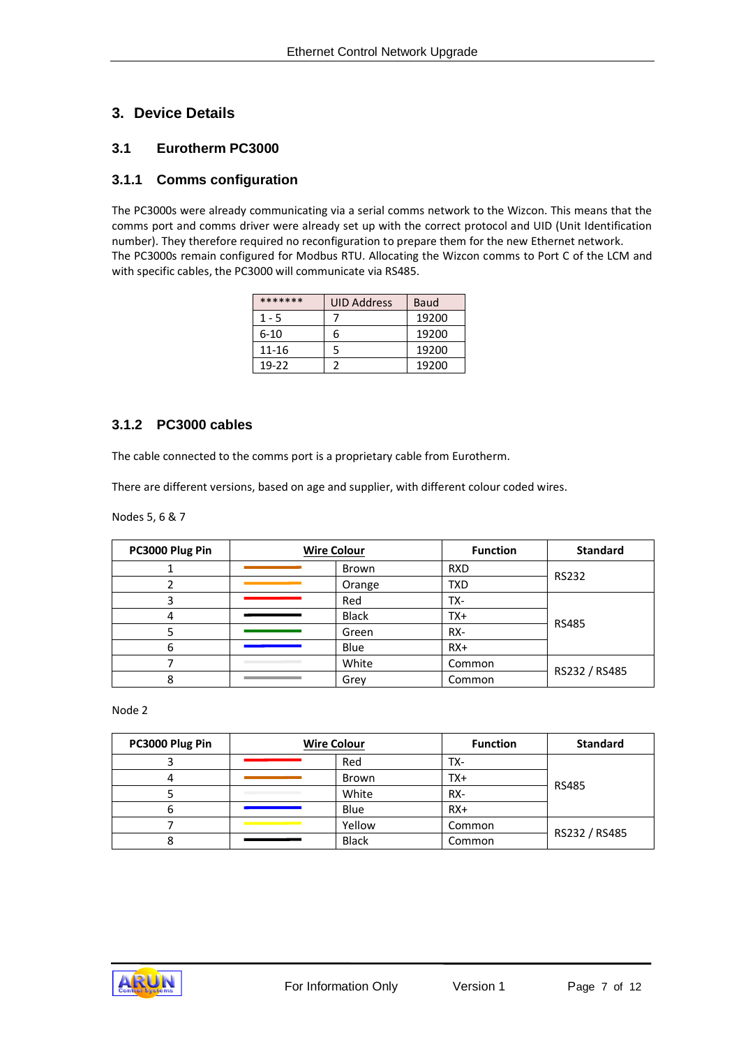## 3. Device Details

### 3.1 Eurotherm PC3000

#### 3.1.1 Comms configuration

The PC3000s were already communicating via a serial comms network to the Wizcon. This means that the comms port and comms driver were already set up with the correct protocol and UID (Unit Identification number). They therefore required no reconfiguration to prepare them for the new Ethernet network.
The PC3000s remain configured for Modbus RTU. Allocating the Wizcon comms to Port C of the LCM and with specific cables, the PC3000 will communicate via RS485.

| ******* | UID Address | Baud |
|---|---|---|
| 1 - 5 | 7 | 19200 |
| 6-10 | 6 | 19200 |
| 11-16 | 5 | 19200 |
| 19-22 | 2 | 19200 |

#### 3.1.2 PC3000 cables

The cable connected to the comms port is a proprietary cable from Eurotherm.

There are different versions, based on age and supplier, with different colour coded wires.

Nodes 5, 6 & 7

| PC3000 Plug Pin | Wire Colour | | Function | Standard |
|---|---|---|---|---|
| 1 | | Brown | RXD | RS232 |
| 2 | | Orange | TXD | |
| 3 | | Red | TX- | RS485 |
| 4 | | Black | TX+ | |
| 5 | | Green | RX- | |
| 6 | | Blue | RX+ | |
| 7 | | White | Common | RS232 / RS485 |
| 8 | | Grey | Common | |

Node 2

| PC3000 Plug Pin | Wire Colour | | Function | Standard |
|---|---|---|---|---|
| 3 | | Red | TX- | RS485 |
| 4 | | Brown | TX+ | |
| 5 | | White | RX- | |
| 6 | | Blue | RX+ | |
| 7 | | Yellow | Common | RS232 / RS485 |
| 8 | | Black | Common | |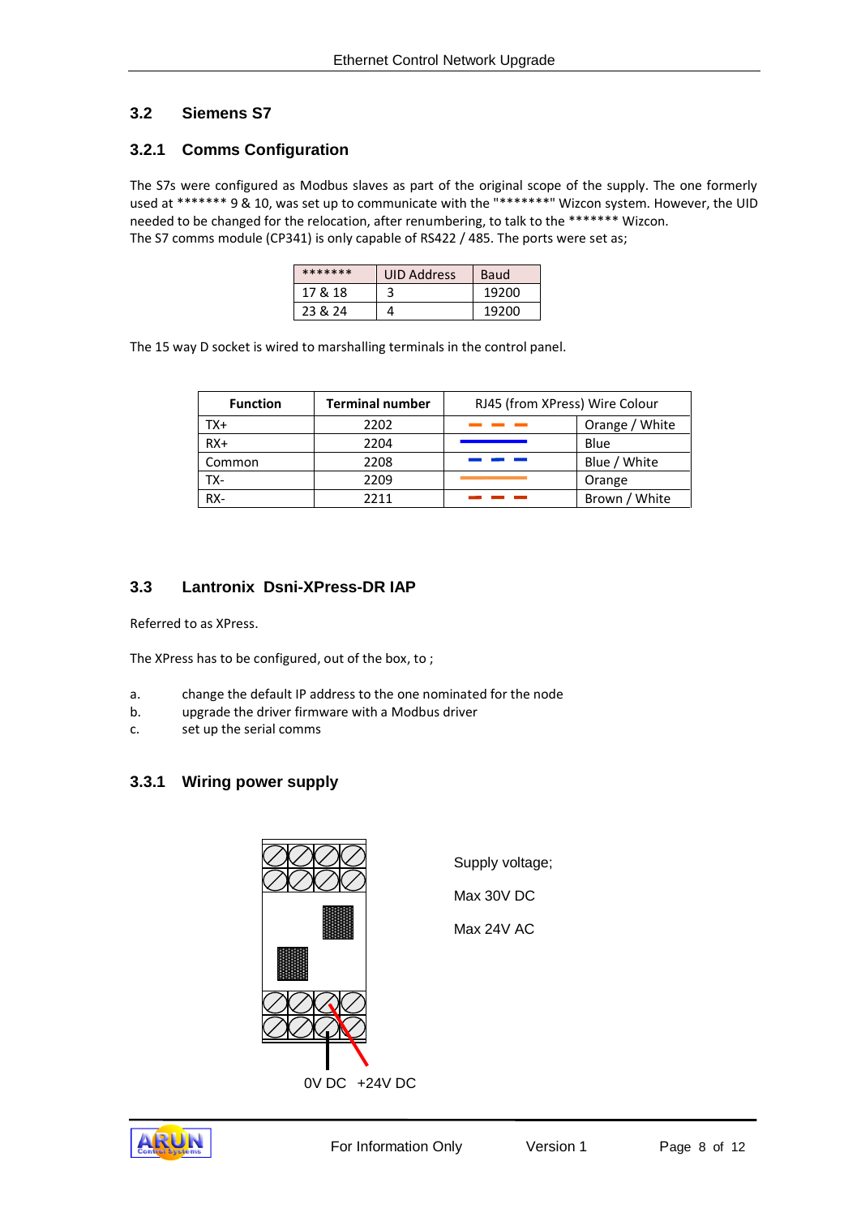## 3.2 Siemens S7

### 3.2.1 Comms Configuration

The S7s were configured as Modbus slaves as part of the original scope of the supply. The one formerly used at ******* 9 & 10, was set up to communicate with the "*******" Wizcon system. However, the UID needed to be changed for the relocation, after renumbering, to talk to the ******* Wizcon.
The S7 comms module (CP341) is only capable of RS422 / 485. The ports were set as;

| ******* | UID Address | Baud |
|---|---|---|
| 17 & 18 | 3 | 19200 |
| 23 & 24 | 4 | 19200 |

The 15 way D socket is wired to marshalling terminals in the control panel.

| Function | Terminal number | RJ45 (from XPress) Wire Colour | |
|---|---|---|---|
| TX+ | 2202 | | Orange / White |
| RX+ | 2204 | | Blue |
| Common | 2208 | | Blue / White |
| TX- | 2209 | | Orange |
| RX- | 2211 | | Brown / White |

## 3.3 Lantronix Dsni-XPress-DR IAP

Referred to as XPress.

The XPress has to be configured, out of the box, to ;

a. change the default IP address to the one nominated for the node
b. upgrade the driver firmware with a Modbus driver
c. set up the serial comms

### 3.3.1 Wiring power supply

0V DC +24V DC

Supply voltage;

Max 30V DC

Max 24V AC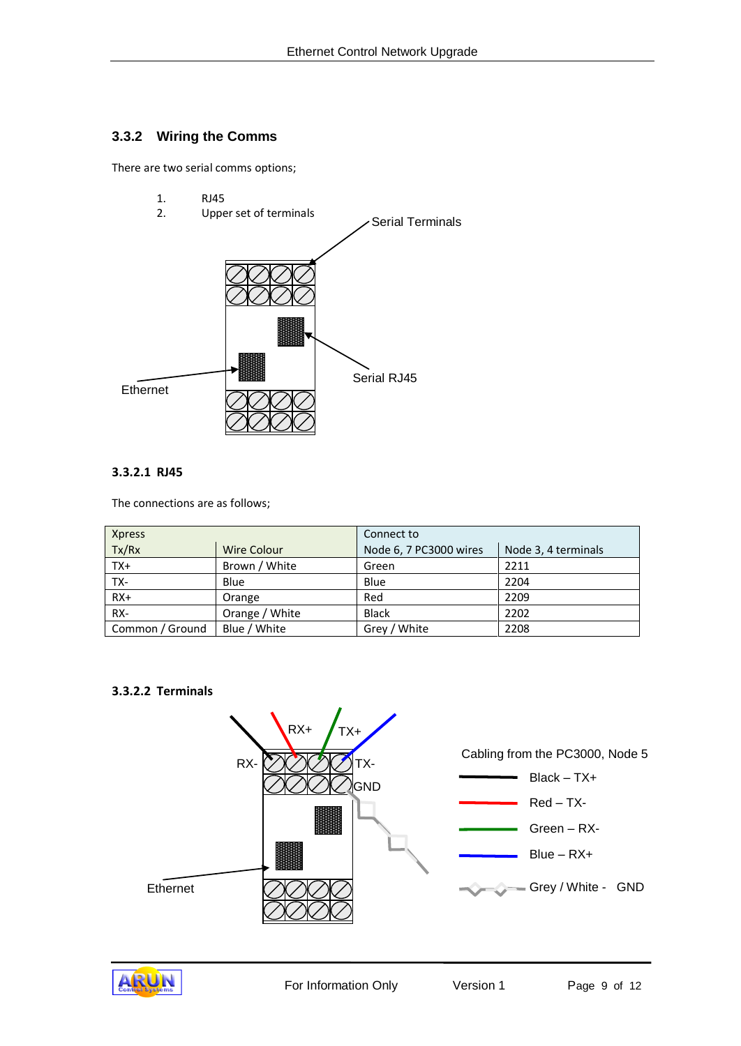### 3.3.2 Wiring the Comms

There are two serial comms options;

1. RJ45
2. Upper set of terminals

Serial Terminals

Ethernet

Serial RJ45

#### 3.3.2.1 RJ45

The connections are as follows;

| Xpress | | Connect to | |
|---|---|---|---|
| Tx/Rx | Wire Colour | Node 6, 7 PC3000 wires | Node 3, 4 terminals |
| TX+ | Brown / White | Green | 2211 |
| TX- | Blue | Blue | 2204 |
| RX+ | Orange | Red | 2209 |
| RX- | Orange / White | Black | 2202 |
| Common / Ground | Blue / White | Grey / White | 2208 |

#### 3.3.2.2 Terminals

RX+ TX+

RX- TX-

GND

Ethernet

Cabling from the PC3000, Node 5

- Black – TX+
- Red – TX-
- Green – RX-
- Blue – RX+
- Grey / White - GND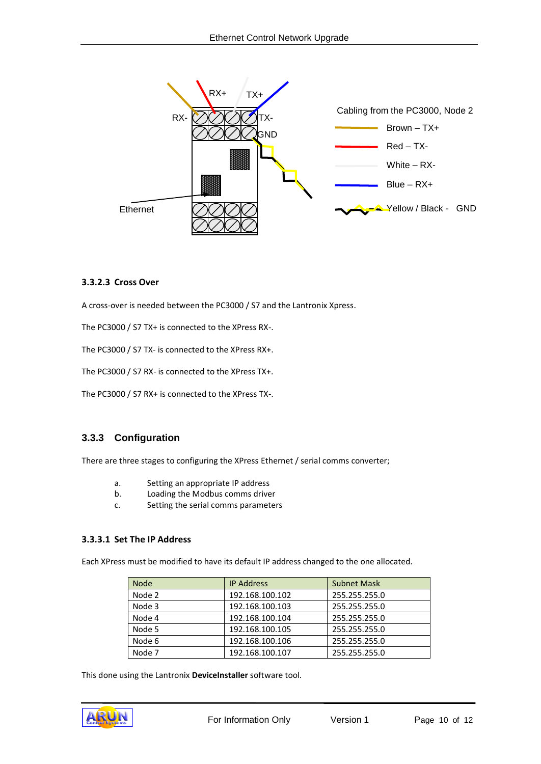Cabling from the PC3000, Node 2

- Brown – TX+
- Red – TX-
- White – RX-
- Blue – RX+
- Yellow / Black - GND

#### 3.3.2.3 Cross Over

A cross-over is needed between the PC3000 / S7 and the Lantronix Xpress.

The PC3000 / S7 TX+ is connected to the XPress RX-.

The PC3000 / S7 TX- is connected to the XPress RX+.

The PC3000 / S7 RX- is connected to the XPress TX+.

The PC3000 / S7 RX+ is connected to the XPress TX-.

### 3.3.3 Configuration

There are three stages to configuring the XPress Ethernet / serial comms converter;

a. Setting an appropriate IP address
b. Loading the Modbus comms driver
c. Setting the serial comms parameters

#### 3.3.3.1 Set The IP Address

Each XPress must be modified to have its default IP address changed to the one allocated.

| Node | IP Address | Subnet Mask |
|---|---|---|
| Node 2 | 192.168.100.102 | 255.255.255.0 |
| Node 3 | 192.168.100.103 | 255.255.255.0 |
| Node 4 | 192.168.100.104 | 255.255.255.0 |
| Node 5 | 192.168.100.105 | 255.255.255.0 |
| Node 6 | 192.168.100.106 | 255.255.255.0 |
| Node 7 | 192.168.100.107 | 255.255.255.0 |

This done using the Lantronix **DeviceInstaller** software tool.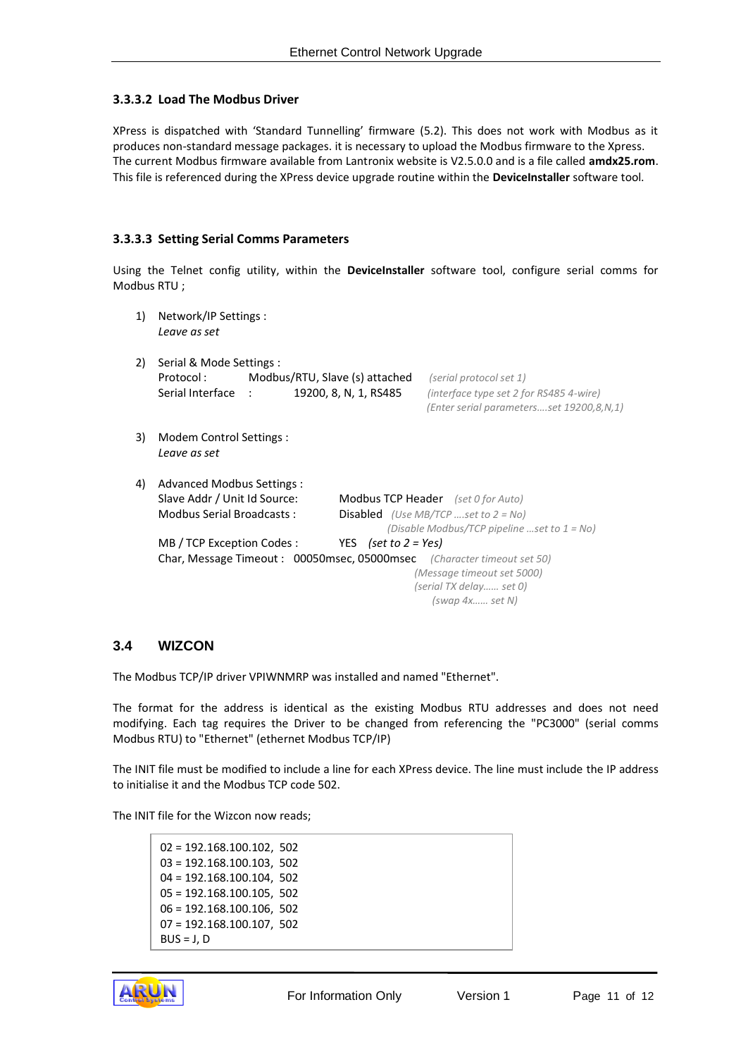#### 3.3.3.2 Load The Modbus Driver

XPress is dispatched with 'Standard Tunnelling' firmware (5.2). This does not work with Modbus as it produces non-standard message packages. it is necessary to upload the Modbus firmware to the Xpress. The current Modbus firmware available from Lantronix website is V2.5.0.0 and is a file called **amdx25.rom**. This file is referenced during the XPress device upgrade routine within the **DeviceInstaller** software tool.

#### 3.3.3.3 Setting Serial Comms Parameters

Using the Telnet config utility, within the **DeviceInstaller** software tool, configure serial comms for Modbus RTU ;

1) Network/IP Settings :
   *Leave as set*

2) Serial & Mode Settings :
   Protocol : Modbus/RTU, Slave (s) attached *(serial protocol set 1)*
   Serial Interface : 19200, 8, N, 1, RS485 *(interface type set 2 for RS485 4-wire)*
   *(Enter serial parameters….set 19200,8,N,1)*

3) Modem Control Settings :
   *Leave as set*

4) Advanced Modbus Settings :
   Slave Addr / Unit Id Source: Modbus TCP Header *(set 0 for Auto)*
   Modbus Serial Broadcasts : Disabled *(Use MB/TCP ….set to 2 = No)*
   *(Disable Modbus/TCP pipeline …set to 1 = No)*
   MB / TCP Exception Codes : YES *(set to 2 = Yes)*
   Char, Message Timeout : 00050msec, 05000msec *(Character timeout set 50)*
   *(Message timeout set 5000)*
   *(serial TX delay…… set 0)*
   *(swap 4x…… set N)*

## 3.4 WIZCON

The Modbus TCP/IP driver VPIWNMRP was installed and named "Ethernet".

The format for the address is identical as the existing Modbus RTU addresses and does not need modifying. Each tag requires the Driver to be changed from referencing the "PC3000" (serial comms Modbus RTU) to "Ethernet" (ethernet Modbus TCP/IP)

The INIT file must be modified to include a line for each XPress device. The line must include the IP address to initialise it and the Modbus TCP code 502.

The INIT file for the Wizcon now reads;

```
02 = 192.168.100.102, 502
03 = 192.168.100.103, 502
04 = 192.168.100.104, 502
05 = 192.168.100.105, 502
06 = 192.168.100.106, 502
07 = 192.168.100.107, 502
BUS = J, D
```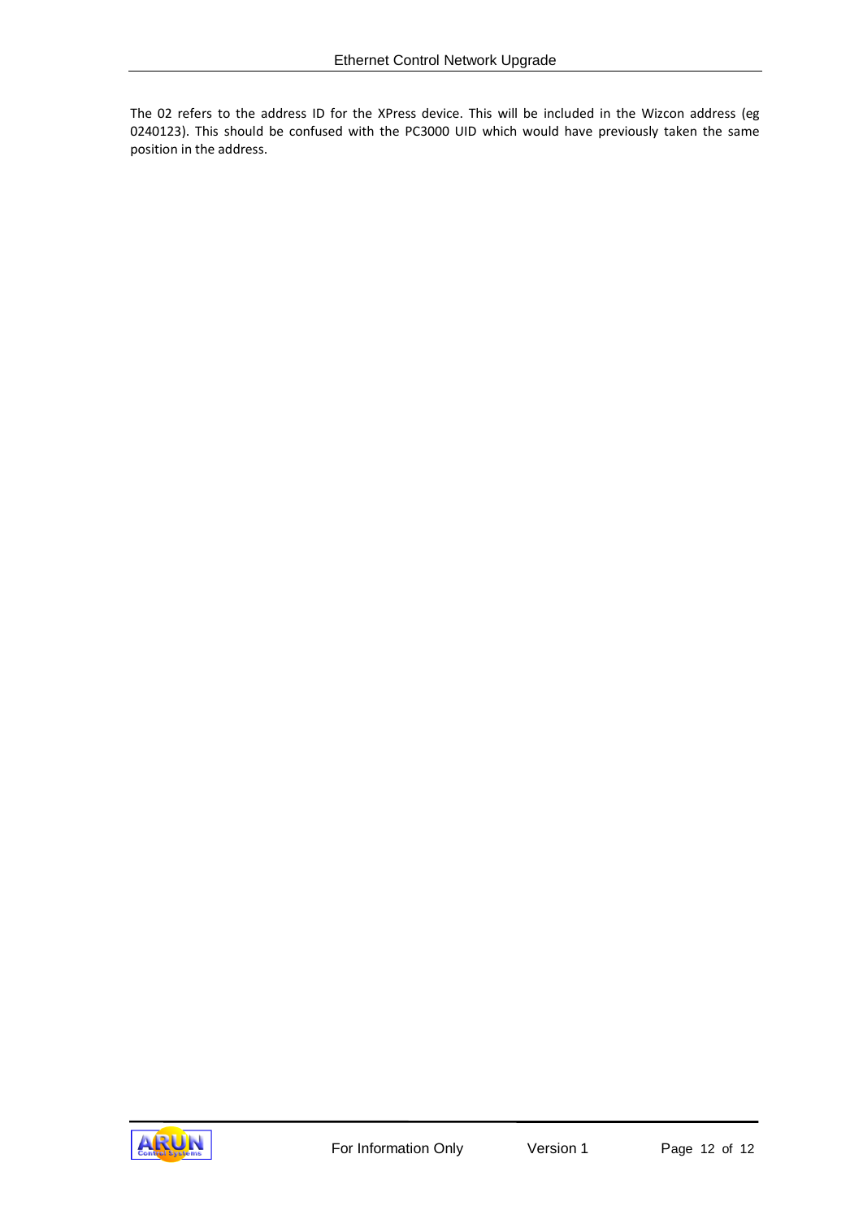The 02 refers to the address ID for the XPress device. This will be included in the Wizcon address (eg 0240123). This should be confused with the PC3000 UID which would have previously taken the same position in the address.